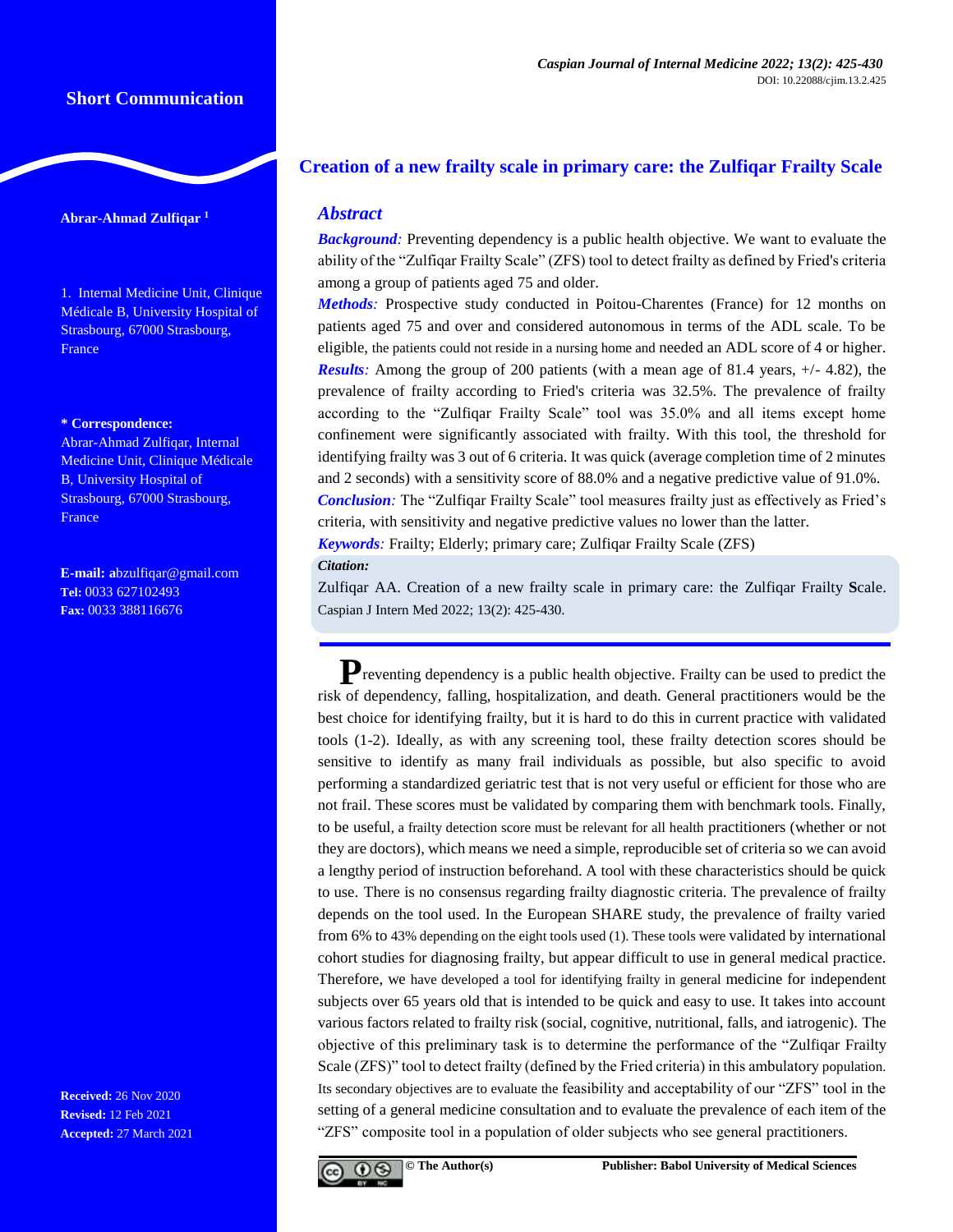Short Communication

# Creation of a new frailty scale in primary care: the Zulfiqar Frailty Scale

**Abrar-Ahmad Zulfiqar** [1]

1. Internal Medicine Unit, Clinique Médicale B, University Hospital of Strasbourg, 67000 Strasbourg, France

**\* Correspondence:**
Abrar-Ahmad Zulfiqar, Internal Medicine Unit, Clinique Médicale B, University Hospital of Strasbourg, 67000 Strasbourg, France

**E-mail:** abzulfiqar@gmail.com
**Tel:** 0033 627102493
**Fax:** 0033 388116676

**Received:** 26 Nov 2020
**Revised:** 12 Feb 2021
**Accepted:** 27 March 2021

## Abstract

***Background:*** Preventing dependency is a public health objective. We want to evaluate the ability of the "Zulfiqar Frailty Scale" (ZFS) tool to detect frailty as defined by Fried's criteria among a group of patients aged 75 and older.

***Methods:*** Prospective study conducted in Poitou-Charentes (France) for 12 months on patients aged 75 and over and considered autonomous in terms of the ADL scale. To be eligible, the patients could not reside in a nursing home and needed an ADL score of 4 or higher.

***Results:*** Among the group of 200 patients (with a mean age of 81.4 years, +/- 4.82), the prevalence of frailty according to Fried's criteria was 32.5%. The prevalence of frailty according to the "Zulfiqar Frailty Scale" tool was 35.0% and all items except home confinement were significantly associated with frailty. With this tool, the threshold for identifying frailty was 3 out of 6 criteria. It was quick (average completion time of 2 minutes and 2 seconds) with a sensitivity score of 88.0% and a negative predictive value of 91.0%.

***Conclusion:*** The "Zulfiqar Frailty Scale" tool measures frailty just as effectively as Fried's criteria, with sensitivity and negative predictive values no lower than the latter.

***Keywords:*** Frailty; Elderly; primary care; Zulfiqar Frailty Scale (ZFS)

***Citation:***
Zulfiqar AA. Creation of a new frailty scale in primary care: the Zulfiqar Frailty Scale. Caspian J Intern Med 2022; 13(2): 425-430.

Preventing dependency is a public health objective. Frailty can be used to predict the risk of dependency, falling, hospitalization, and death. General practitioners would be the best choice for identifying frailty, but it is hard to do this in current practice with validated tools (1-2). Ideally, as with any screening tool, these frailty detection scores should be sensitive to identify as many frail individuals as possible, but also specific to avoid performing a standardized geriatric test that is not very useful or efficient for those who are not frail. These scores must be validated by comparing them with benchmark tools. Finally, to be useful, a frailty detection score must be relevant for all health practitioners (whether or not they are doctors), which means we need a simple, reproducible set of criteria so we can avoid a lengthy period of instruction beforehand. A tool with these characteristics should be quick to use. There is no consensus regarding frailty diagnostic criteria. The prevalence of frailty depends on the tool used. In the European SHARE study, the prevalence of frailty varied from 6% to 43% depending on the eight tools used (1). These tools were validated by international cohort studies for diagnosing frailty, but appear difficult to use in general medical practice. Therefore, we have developed a tool for identifying frailty in general medicine for independent subjects over 65 years old that is intended to be quick and easy to use. It takes into account various factors related to frailty risk (social, cognitive, nutritional, falls, and iatrogenic). The objective of this preliminary task is to determine the performance of the "Zulfiqar Frailty Scale (ZFS)" tool to detect frailty (defined by the Fried criteria) in this ambulatory population. Its secondary objectives are to evaluate the feasibility and acceptability of our "ZFS" tool in the setting of a general medicine consultation and to evaluate the prevalence of each item of the "ZFS" composite tool in a population of older subjects who see general practitioners.

© The Author(s) Publisher: Babol University of Medical Sciences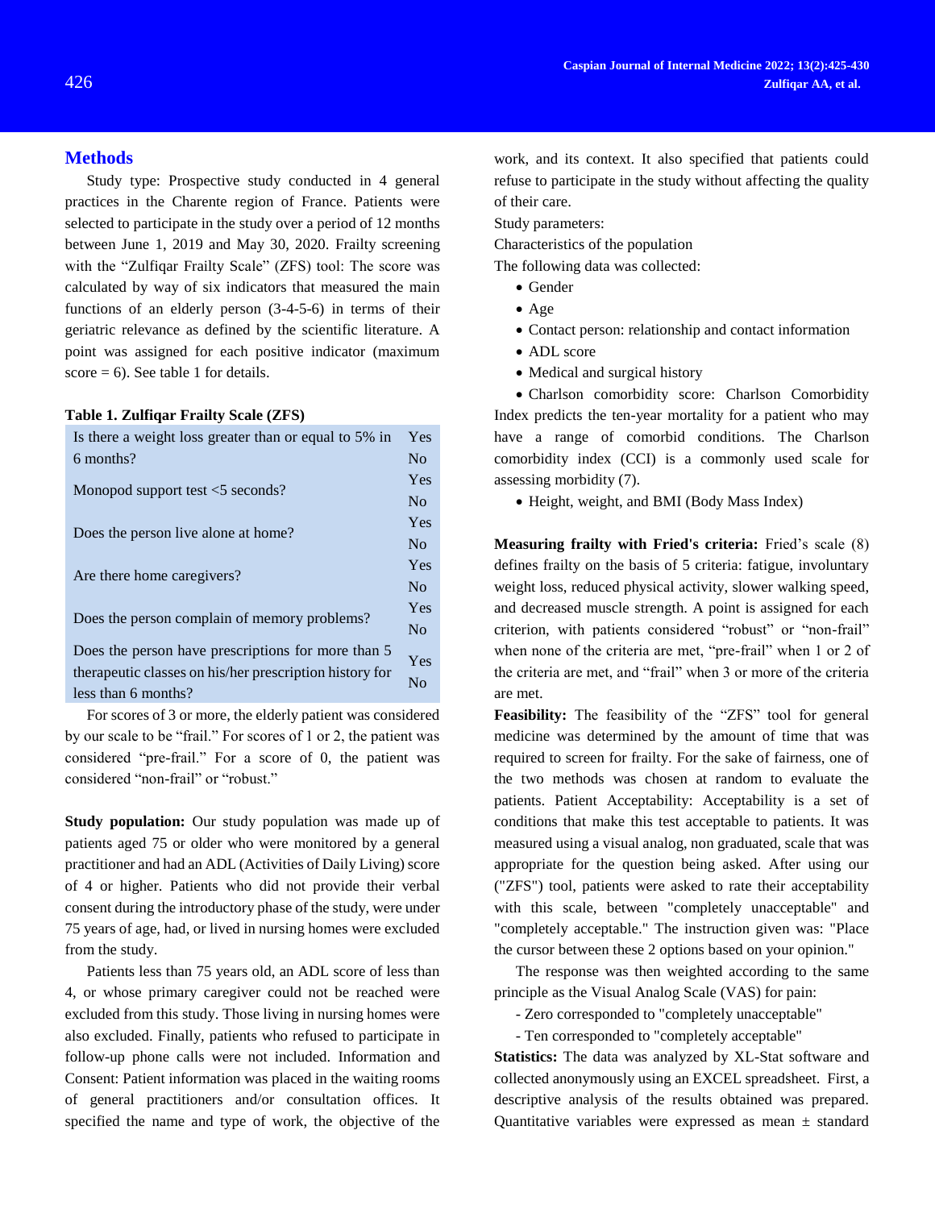## Methods

Study type: Prospective study conducted in 4 general practices in the Charente region of France. Patients were selected to participate in the study over a period of 12 months between June 1, 2019 and May 30, 2020. Frailty screening with the "Zulfiqar Frailty Scale" (ZFS) tool: The score was calculated by way of six indicators that measured the main functions of an elderly person (3-4-5-6) in terms of their geriatric relevance as defined by the scientific literature. A point was assigned for each positive indicator (maximum score = 6). See table 1 for details.

**Table 1. Zulfiqar Frailty Scale (ZFS)**

| Question | Answer |
|---|---|
| Is there a weight loss greater than or equal to 5% in 6 months? | Yes<br>No |
| Monopod support test <5 seconds? | Yes<br>No |
| Does the person live alone at home? | Yes<br>No |
| Are there home caregivers? | Yes<br>No |
| Does the person complain of memory problems? | Yes<br>No |
| Does the person have prescriptions for more than 5 therapeutic classes on his/her prescription history for less than 6 months? | Yes<br>No |

For scores of 3 or more, the elderly patient was considered by our scale to be "frail." For scores of 1 or 2, the patient was considered "pre-frail." For a score of 0, the patient was considered "non-frail" or "robust."

**Study population:** Our study population was made up of patients aged 75 or older who were monitored by a general practitioner and had an ADL (Activities of Daily Living) score of 4 or higher. Patients who did not provide their verbal consent during the introductory phase of the study, were under 75 years of age, had, or lived in nursing homes were excluded from the study.

Patients less than 75 years old, an ADL score of less than 4, or whose primary caregiver could not be reached were excluded from this study. Those living in nursing homes were also excluded. Finally, patients who refused to participate in follow-up phone calls were not included. Information and Consent: Patient information was placed in the waiting rooms of general practitioners and/or consultation offices. It specified the name and type of work, the objective of the work, and its context. It also specified that patients could refuse to participate in the study without affecting the quality of their care.

Study parameters:

Characteristics of the population

The following data was collected:

- Gender
- Age
- Contact person: relationship and contact information
- ADL score
- Medical and surgical history
- Charlson comorbidity score: Charlson Comorbidity Index predicts the ten-year mortality for a patient who may have a range of comorbid conditions. The Charlson comorbidity index (CCI) is a commonly used scale for assessing morbidity (7).
- Height, weight, and BMI (Body Mass Index)

**Measuring frailty with Fried's criteria:** Fried's scale (8) defines frailty on the basis of 5 criteria: fatigue, involuntary weight loss, reduced physical activity, slower walking speed, and decreased muscle strength. A point is assigned for each criterion, with patients considered "robust" or "non-frail" when none of the criteria are met, "pre-frail" when 1 or 2 of the criteria are met, and "frail" when 3 or more of the criteria are met.

**Feasibility:** The feasibility of the "ZFS" tool for general medicine was determined by the amount of time that was required to screen for frailty. For the sake of fairness, one of the two methods was chosen at random to evaluate the patients. Patient Acceptability: Acceptability is a set of conditions that make this test acceptable to patients. It was measured using a visual analog, non graduated, scale that was appropriate for the question being asked. After using our ("ZFS") tool, patients were asked to rate their acceptability with this scale, between "completely unacceptable" and "completely acceptable." The instruction given was: "Place the cursor between these 2 options based on your opinion."

The response was then weighted according to the same principle as the Visual Analog Scale (VAS) for pain:

- Zero corresponded to "completely unacceptable"
- Ten corresponded to "completely acceptable"

**Statistics:** The data was analyzed by XL-Stat software and collected anonymously using an EXCEL spreadsheet. First, a descriptive analysis of the results obtained was prepared. Quantitative variables were expressed as mean ± standard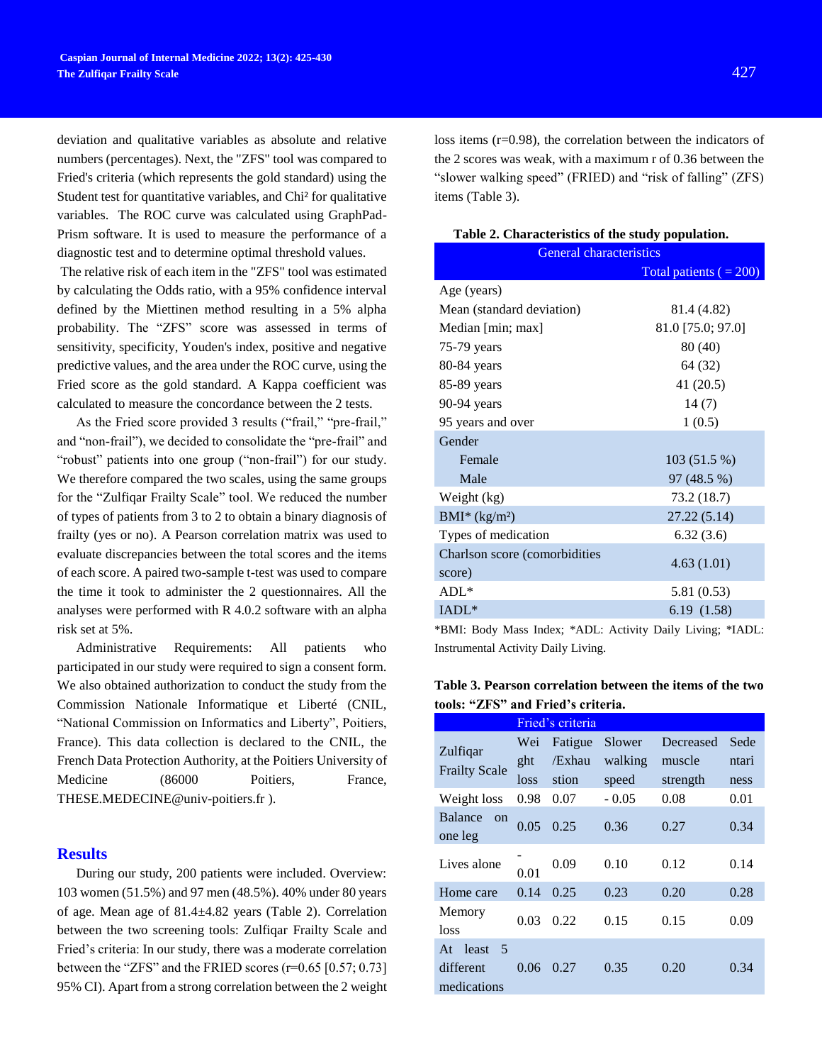deviation and qualitative variables as absolute and relative numbers (percentages). Next, the "ZFS" tool was compared to Fried's criteria (which represents the gold standard) using the Student test for quantitative variables, and Chi² for qualitative variables. The ROC curve was calculated using GraphPad-Prism software. It is used to measure the performance of a diagnostic test and to determine optimal threshold values.

The relative risk of each item in the "ZFS" tool was estimated by calculating the Odds ratio, with a 95% confidence interval defined by the Miettinen method resulting in a 5% alpha probability. The "ZFS" score was assessed in terms of sensitivity, specificity, Youden's index, positive and negative predictive values, and the area under the ROC curve, using the Fried score as the gold standard. A Kappa coefficient was calculated to measure the concordance between the 2 tests.

As the Fried score provided 3 results ("frail," "pre-frail," and "non-frail"), we decided to consolidate the "pre-frail" and "robust" patients into one group ("non-frail") for our study. We therefore compared the two scales, using the same groups for the "Zulfiqar Frailty Scale" tool. We reduced the number of types of patients from 3 to 2 to obtain a binary diagnosis of frailty (yes or no). A Pearson correlation matrix was used to evaluate discrepancies between the total scores and the items of each score. A paired two-sample t-test was used to compare the time it took to administer the 2 questionnaires. All the analyses were performed with R 4.0.2 software with an alpha risk set at 5%.

Administrative Requirements: All patients who participated in our study were required to sign a consent form. We also obtained authorization to conduct the study from the Commission Nationale Informatique et Liberté (CNIL, "National Commission on Informatics and Liberty", Poitiers, France). This data collection is declared to the CNIL, the French Data Protection Authority, at the Poitiers University of Medicine (86000 Poitiers, France, THESE.MEDECINE@univ-poitiers.fr ).

## Results

During our study, 200 patients were included. Overview: 103 women (51.5%) and 97 men (48.5%). 40% under 80 years of age. Mean age of 81.4±4.82 years (Table 2). Correlation between the two screening tools: Zulfiqar Frailty Scale and Fried's criteria: In our study, there was a moderate correlation between the "ZFS" and the FRIED scores (r=0.65 [0.57; 0.73] 95% CI). Apart from a strong correlation between the 2 weight loss items (r=0.98), the correlation between the indicators of the 2 scores was weak, with a maximum r of 0.36 between the "slower walking speed" (FRIED) and "risk of falling" (ZFS) items (Table 3).

**Table 2. Characteristics of the study population.**

| General characteristics | Total patients ( = 200) |
|---|---|
| Age (years) | |
| Mean (standard deviation) | 81.4 (4.82) |
| Median [min; max] | 81.0 [75.0; 97.0] |
| 75-79 years | 80 (40) |
| 80-84 years | 64 (32) |
| 85-89 years | 41 (20.5) |
| 90-94 years | 14 (7) |
| 95 years and over | 1 (0.5) |
| Gender | |
| Female | 103 (51.5 %) |
| Male | 97 (48.5 %) |
| Weight (kg) | 73.2 (18.7) |
| BMI* (kg/m²) | 27.22 (5.14) |
| Types of medication | 6.32 (3.6) |
| Charlson score (comorbidities score) | 4.63 (1.01) |
| ADL* | 5.81 (0.53) |
| IADL* | 6.19 (1.58) |

*BMI: Body Mass Index; *ADL: Activity Daily Living; *IADL: Instrumental Activity Daily Living.

**Table 3. Pearson correlation between the items of the two tools: "ZFS" and Fried's criteria.**

| | Fried's criteria | | | | |
|---|---|---|---|---|---|
| Zulfiqar Frailty Scale | Weight loss | Fatigue /Exhaustion | Slower walking speed | Decreased muscle strength | Sedentariness |
| Weight loss | 0.98 | 0.07 | - 0.05 | 0.08 | 0.01 |
| Balance on one leg | 0.05 | 0.25 | 0.36 | 0.27 | 0.34 |
| Lives alone | -0.01 | 0.09 | 0.10 | 0.12 | 0.14 |
| Home care | 0.14 | 0.25 | 0.23 | 0.20 | 0.28 |
| Memory loss | 0.03 | 0.22 | 0.15 | 0.15 | 0.09 |
| At least 5 different medications | 0.06 | 0.27 | 0.35 | 0.20 | 0.34 |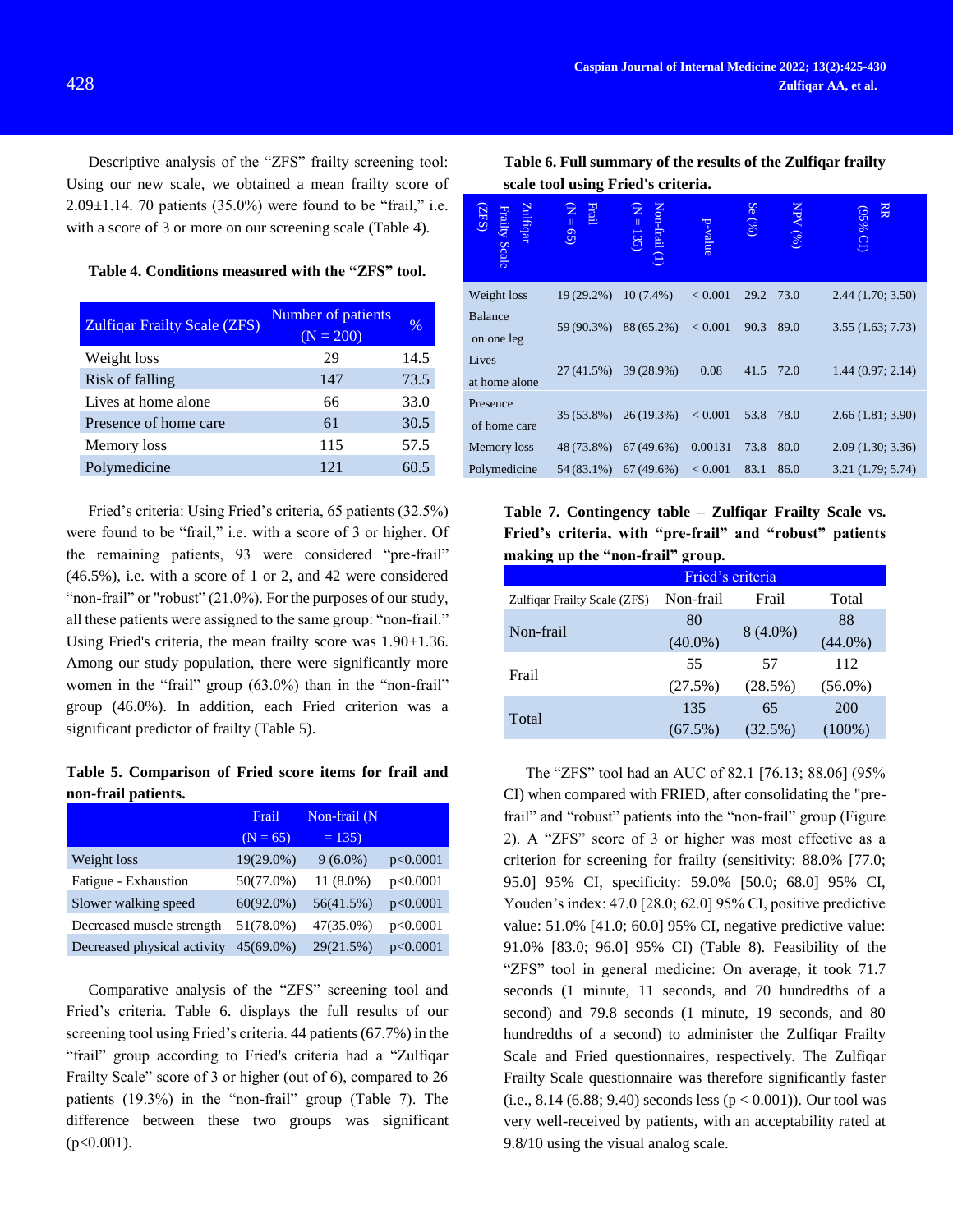Descriptive analysis of the "ZFS" frailty screening tool: Using our new scale, we obtained a mean frailty score of 2.09±1.14. 70 patients (35.0%) were found to be "frail," i.e. with a score of 3 or more on our screening scale (Table 4).

**Table 4. Conditions measured with the "ZFS" tool.**

| Zulfiqar Frailty Scale (ZFS) | Number of patients (N = 200) | % |
|---|---|---|
| Weight loss | 29 | 14.5 |
| Risk of falling | 147 | 73.5 |
| Lives at home alone | 66 | 33.0 |
| Presence of home care | 61 | 30.5 |
| Memory loss | 115 | 57.5 |
| Polymedicine | 121 | 60.5 |

Fried's criteria: Using Fried's criteria, 65 patients (32.5%) were found to be "frail," i.e. with a score of 3 or higher. Of the remaining patients, 93 were considered "pre-frail" (46.5%), i.e. with a score of 1 or 2, and 42 were considered "non-frail" or "robust" (21.0%). For the purposes of our study, all these patients were assigned to the same group: "non-frail." Using Fried's criteria, the mean frailty score was 1.90±1.36. Among our study population, there were significantly more women in the "frail" group (63.0%) than in the "non-frail" group (46.0%). In addition, each Fried criterion was a significant predictor of frailty (Table 5).

**Table 5. Comparison of Fried score items for frail and non-frail patients.**

| | Frail (N = 65) | Non-frail (N = 135) | |
|---|---|---|---|
| Weight loss | 19(29.0%) | 9 (6.0%) | p<0.0001 |
| Fatigue - Exhaustion | 50(77.0%) | 11 (8.0%) | p<0.0001 |
| Slower walking speed | 60(92.0%) | 56(41.5%) | p<0.0001 |
| Decreased muscle strength | 51(78.0%) | 47(35.0%) | p<0.0001 |
| Decreased physical activity | 45(69.0%) | 29(21.5%) | p<0.0001 |

Comparative analysis of the "ZFS" screening tool and Fried's criteria. Table 6. displays the full results of our screening tool using Fried's criteria. 44 patients (67.7%) in the "frail" group according to Fried's criteria had a "Zulfiqar Frailty Scale" score of 3 or higher (out of 6), compared to 26 patients (19.3%) in the "non-frail" group (Table 7). The difference between these two groups was significant (p<0.001).

**Table 6. Full summary of the results of the Zulfiqar frailty scale tool using Fried's criteria.**

| Zulfiqar Frailty Scale (ZFS) | Frail (N = 65) | Non-frail (1) (N = 135) | p-value | Se (%) | NPV (%) | RR (95% CI) |
|---|---|---|---|---|---|---|
| Weight loss | 19 (29.2%) | 10 (7.4%) | < 0.001 | 29.2 | 73.0 | 2.44 (1.70; 3.50) |
| Balance on one leg | 59 (90.3%) | 88 (65.2%) | < 0.001 | 90.3 | 89.0 | 3.55 (1.63; 7.73) |
| Lives at home alone | 27 (41.5%) | 39 (28.9%) | 0.08 | 41.5 | 72.0 | 1.44 (0.97; 2.14) |
| Presence of home care | 35 (53.8%) | 26 (19.3%) | < 0.001 | 53.8 | 78.0 | 2.66 (1.81; 3.90) |
| Memory loss | 48 (73.8%) | 67 (49.6%) | 0.00131 | 73.8 | 80.0 | 2.09 (1.30; 3.36) |
| Polymedicine | 54 (83.1%) | 67 (49.6%) | < 0.001 | 83.1 | 86.0 | 3.21 (1.79; 5.74) |

**Table 7. Contingency table – Zulfiqar Frailty Scale vs. Fried's criteria, with "pre-frail" and "robust" patients making up the "non-frail" group.**

| | Fried's criteria | | |
|---|---|---|---|
| Zulfiqar Frailty Scale (ZFS) | Non-frail | Frail | Total |
| Non-frail | 80 (40.0%) | 8 (4.0%) | 88 (44.0%) |
| Frail | 55 (27.5%) | 57 (28.5%) | 112 (56.0%) |
| Total | 135 (67.5%) | 65 (32.5%) | 200 (100%) |

The "ZFS" tool had an AUC of 82.1 [76.13; 88.06] (95% CI) when compared with FRIED, after consolidating the "pre-frail" and "robust" patients into the "non-frail" group (Figure 2). A "ZFS" score of 3 or higher was most effective as a criterion for screening for frailty (sensitivity: 88.0% [77.0; 95.0] 95% CI, specificity: 59.0% [50.0; 68.0] 95% CI, Youden's index: 47.0 [28.0; 62.0] 95% CI, positive predictive value: 51.0% [41.0; 60.0] 95% CI, negative predictive value: 91.0% [83.0; 96.0] 95% CI) (Table 8). Feasibility of the "ZFS" tool in general medicine: On average, it took 71.7 seconds (1 minute, 11 seconds, and 70 hundredths of a second) and 79.8 seconds (1 minute, 19 seconds, and 80 hundredths of a second) to administer the Zulfiqar Frailty Scale and Fried questionnaires, respectively. The Zulfiqar Frailty Scale questionnaire was therefore significantly faster (i.e., 8.14 (6.88; 9.40) seconds less ($p < 0.001$)). Our tool was very well-received by patients, with an acceptability rated at 9.8/10 using the visual analog scale.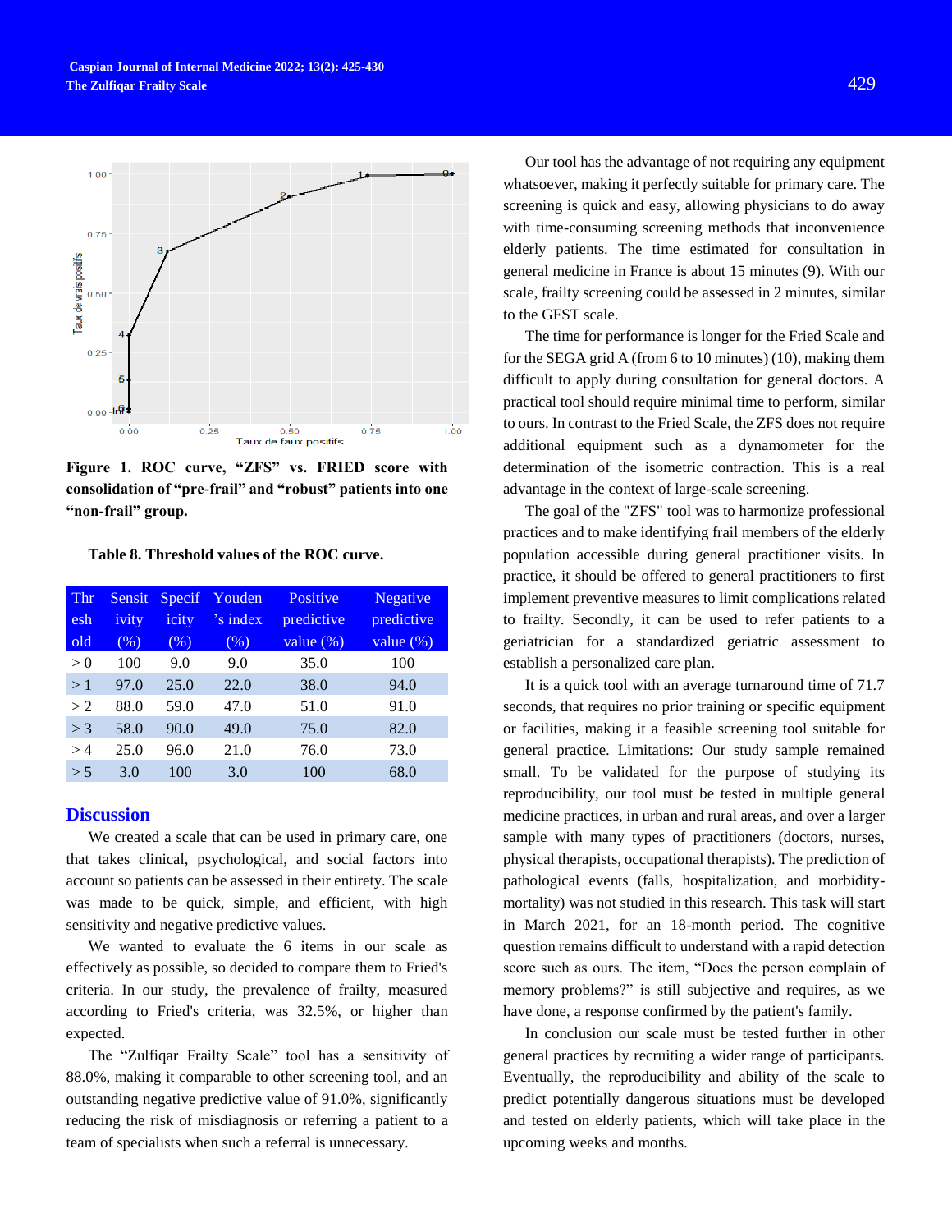Figure 1. ROC curve, "ZFS" vs. FRIED score with consolidation of "pre-frail" and "robust" patients into one "non-frail" group.

**Table 8. Threshold values of the ROC curve.**

| Threshold | Sensitivity (%) | Specificity (%) | Youden's index (%) | Positive predictive value (%) | Negative predictive value (%) |
|---|---|---|---|---|---|
| > 0 | 100 | 9.0 | 9.0 | 35.0 | 100 |
| > 1 | 97.0 | 25.0 | 22.0 | 38.0 | 94.0 |
| > 2 | 88.0 | 59.0 | 47.0 | 51.0 | 91.0 |
| > 3 | 58.0 | 90.0 | 49.0 | 75.0 | 82.0 |
| > 4 | 25.0 | 96.0 | 21.0 | 76.0 | 73.0 |
| > 5 | 3.0 | 100 | 3.0 | 100 | 68.0 |

## Discussion

We created a scale that can be used in primary care, one that takes clinical, psychological, and social factors into account so patients can be assessed in their entirety. The scale was made to be quick, simple, and efficient, with high sensitivity and negative predictive values.

We wanted to evaluate the 6 items in our scale as effectively as possible, so decided to compare them to Fried's criteria. In our study, the prevalence of frailty, measured according to Fried's criteria, was 32.5%, or higher than expected.

The "Zulfiqar Frailty Scale" tool has a sensitivity of 88.0%, making it comparable to other screening tool, and an outstanding negative predictive value of 91.0%, significantly reducing the risk of misdiagnosis or referring a patient to a team of specialists when such a referral is unnecessary.

Our tool has the advantage of not requiring any equipment whatsoever, making it perfectly suitable for primary care. The screening is quick and easy, allowing physicians to do away with time-consuming screening methods that inconvenience elderly patients. The time estimated for consultation in general medicine in France is about 15 minutes (9). With our scale, frailty screening could be assessed in 2 minutes, similar to the GFST scale.

The time for performance is longer for the Fried Scale and for the SEGA grid A (from 6 to 10 minutes) (10), making them difficult to apply during consultation for general doctors. A practical tool should require minimal time to perform, similar to ours. In contrast to the Fried Scale, the ZFS does not require additional equipment such as a dynamometer for the determination of the isometric contraction. This is a real advantage in the context of large-scale screening.

The goal of the "ZFS" tool was to harmonize professional practices and to make identifying frail members of the elderly population accessible during general practitioner visits. In practice, it should be offered to general practitioners to first implement preventive measures to limit complications related to frailty. Secondly, it can be used to refer patients to a geriatrician for a standardized geriatric assessment to establish a personalized care plan.

It is a quick tool with an average turnaround time of 71.7 seconds, that requires no prior training or specific equipment or facilities, making it a feasible screening tool suitable for general practice. Limitations: Our study sample remained small. To be validated for the purpose of studying its reproducibility, our tool must be tested in multiple general medicine practices, in urban and rural areas, and over a larger sample with many types of practitioners (doctors, nurses, physical therapists, occupational therapists). The prediction of pathological events (falls, hospitalization, and morbidity-mortality) was not studied in this research. This task will start in March 2021, for an 18-month period. The cognitive question remains difficult to understand with a rapid detection score such as ours. The item, "Does the person complain of memory problems?" is still subjective and requires, as we have done, a response confirmed by the patient's family.

In conclusion our scale must be tested further in other general practices by recruiting a wider range of participants. Eventually, the reproducibility and ability of the scale to predict potentially dangerous situations must be developed and tested on elderly patients, which will take place in the upcoming weeks and months.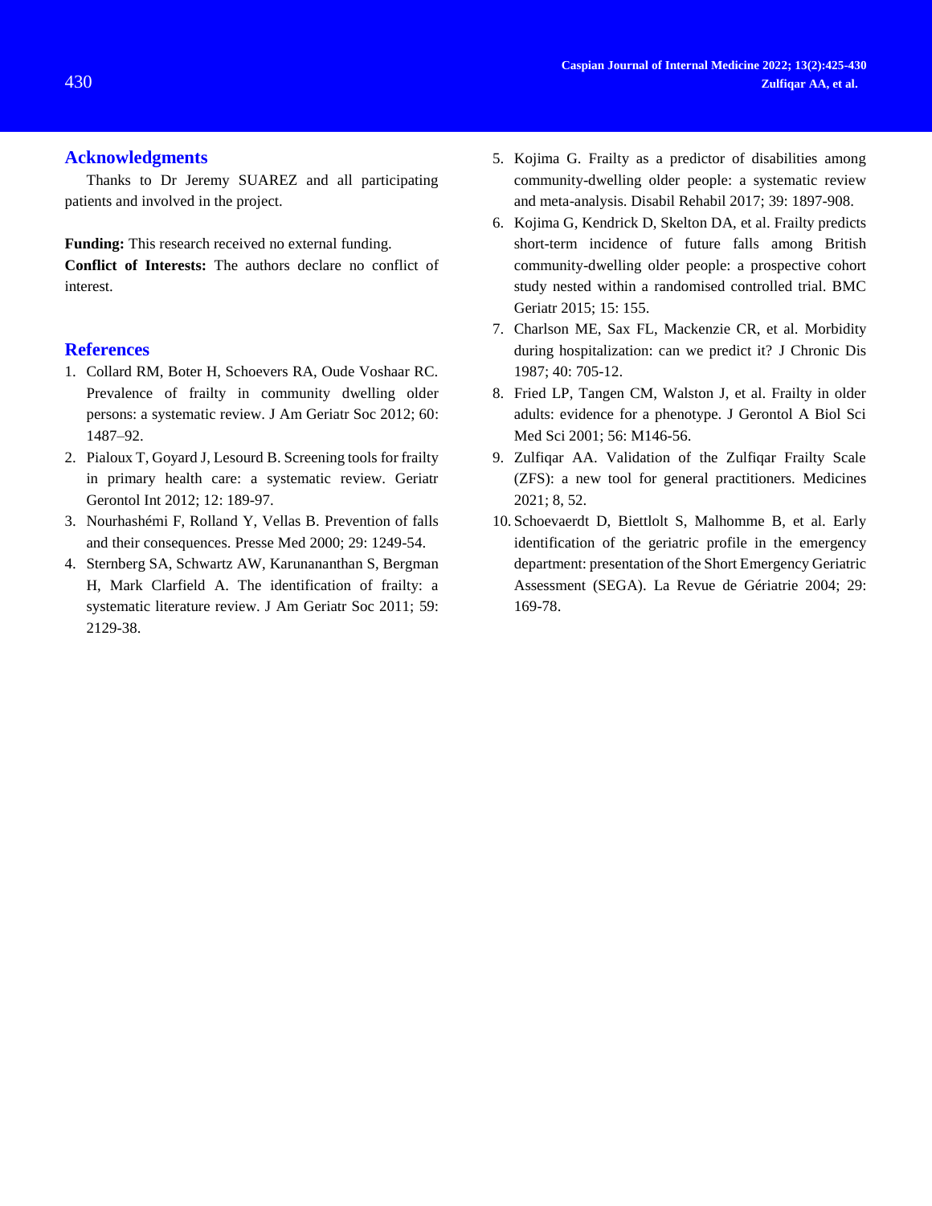## Acknowledgments

Thanks to Dr Jeremy SUAREZ and all participating patients and involved in the project.

**Funding:** This research received no external funding.

**Conflict of Interests:** The authors declare no conflict of interest.

## References

1. Collard RM, Boter H, Schoevers RA, Oude Voshaar RC. Prevalence of frailty in community dwelling older persons: a systematic review. J Am Geriatr Soc 2012; 60: 1487–92.
2. Pialoux T, Goyard J, Lesourd B. Screening tools for frailty in primary health care: a systematic review. Geriatr Gerontol Int 2012; 12: 189-97.
3. Nourhashémi F, Rolland Y, Vellas B. Prevention of falls and their consequences. Presse Med 2000; 29: 1249-54.
4. Sternberg SA, Schwartz AW, Karunananthan S, Bergman H, Mark Clarfield A. The identification of frailty: a systematic literature review. J Am Geriatr Soc 2011; 59: 2129-38.
5. Kojima G. Frailty as a predictor of disabilities among community-dwelling older people: a systematic review and meta-analysis. Disabil Rehabil 2017; 39: 1897-908.
6. Kojima G, Kendrick D, Skelton DA, et al. Frailty predicts short-term incidence of future falls among British community-dwelling older people: a prospective cohort study nested within a randomised controlled trial. BMC Geriatr 2015; 15: 155.
7. Charlson ME, Sax FL, Mackenzie CR, et al. Morbidity during hospitalization: can we predict it? J Chronic Dis 1987; 40: 705-12.
8. Fried LP, Tangen CM, Walston J, et al. Frailty in older adults: evidence for a phenotype. J Gerontol A Biol Sci Med Sci 2001; 56: M146-56.
9. Zulfiqar AA. Validation of the Zulfiqar Frailty Scale (ZFS): a new tool for general practitioners. Medicines 2021; 8, 52.
10. Schoevaerdt D, Biettlolt S, Malhomme B, et al. Early identification of the geriatric profile in the emergency department: presentation of the Short Emergency Geriatric Assessment (SEGA). La Revue de Gériatrie 2004; 29: 169-78.